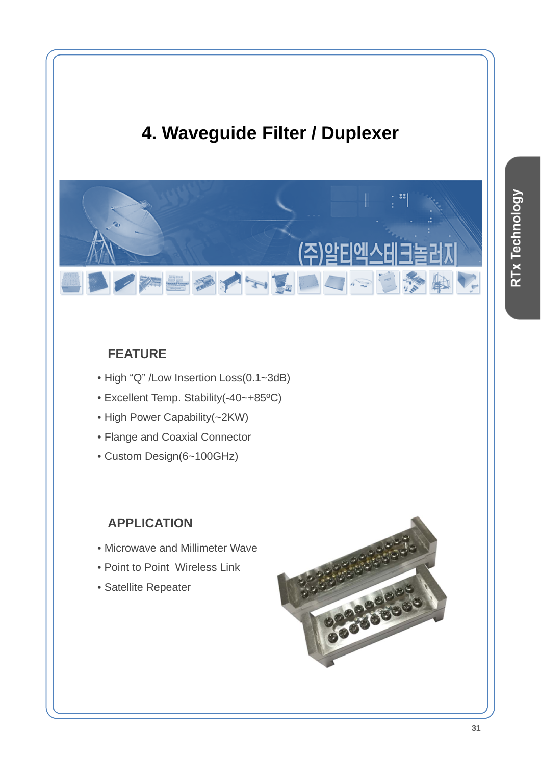# 4. Waveguide Filter / Duplexer

## FEATURE

- High “Q” /Low Insertion Loss(0.1~3dB)
- Excellent Temp. Stability(-40~+85ºC)
- High Power Capability(~2KW)
- Flange and Coaxial Connector
- Custom Design(6~100GHz)

## APPLICATION

- Microwave and Millimeter Wave
- Point to Point  Wireless Link
- Satellite Repeater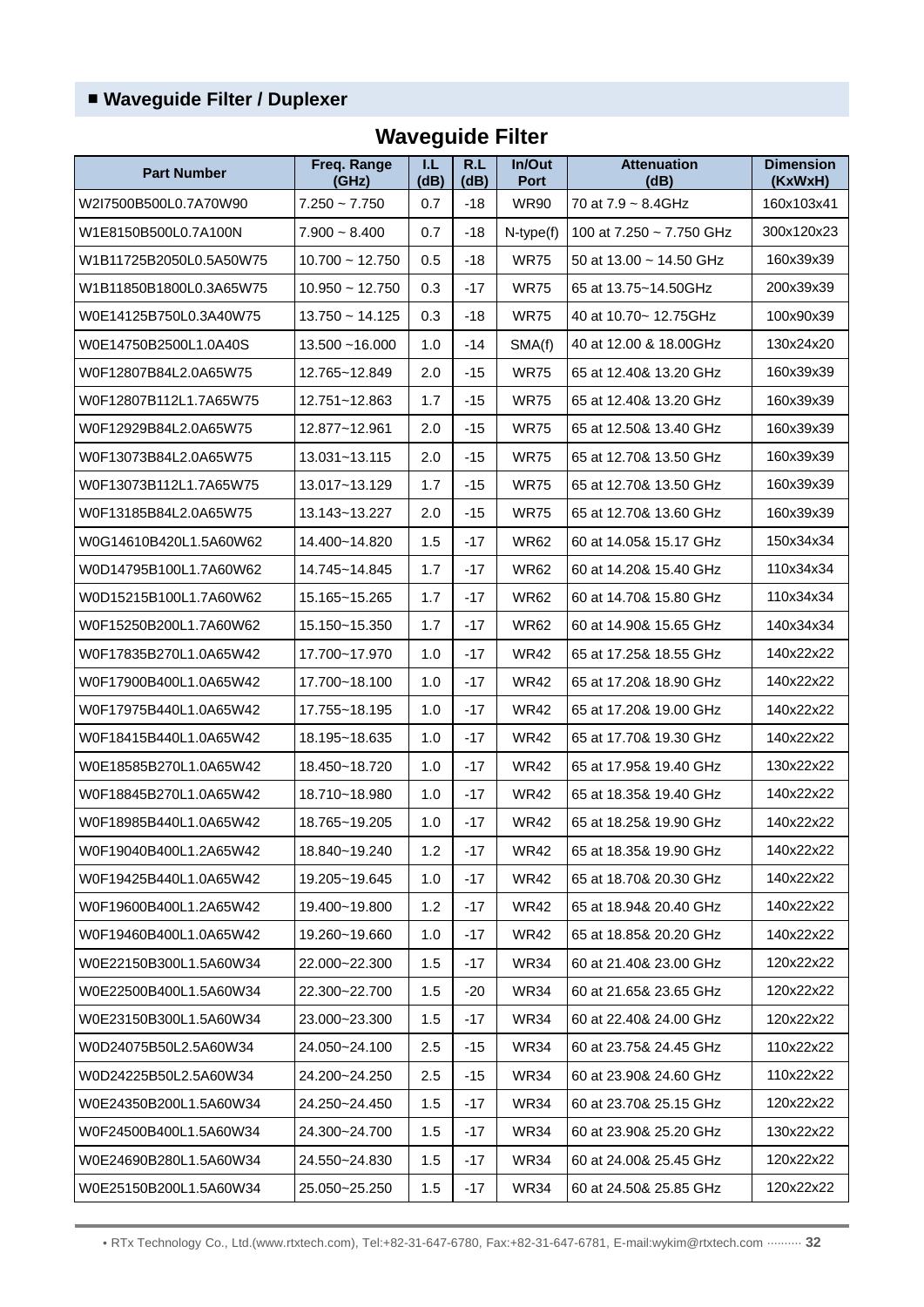## ■ Waveguide Filter / Duplexer

### Waveguide Filter

| Part Number | Freq. Range (GHz) | I.L (dB) | R.L (dB) | In/Out Port | Attenuation (dB) | Dimension (KxWxH) |
|---|---|---|---|---|---|---|
| W2I7500B500L0.7A70W90 | 7.250 ~ 7.750 | 0.7 | -18 | WR90 | 70 at 7.9 ~ 8.4GHz | 160x103x41 |
| W1E8150B500L0.7A100N | 7.900 ~ 8.400 | 0.7 | -18 | N-type(f) | 100 at 7.250 ~ 7.750 GHz | 300x120x23 |
| W1B11725B2050L0.5A50W75 | 10.700 ~ 12.750 | 0.5 | -18 | WR75 | 50 at 13.00 ~ 14.50 GHz | 160x39x39 |
| W1B11850B1800L0.3A65W75 | 10.950 ~ 12.750 | 0.3 | -17 | WR75 | 65 at 13.75~14.50GHz | 200x39x39 |
| W0E14125B750L0.3A40W75 | 13.750 ~ 14.125 | 0.3 | -18 | WR75 | 40 at 10.70~ 12.75GHz | 100x90x39 |
| W0E14750B2500L1.0A40S | 13.500 ~16.000 | 1.0 | -14 | SMA(f) | 40 at 12.00 & 18.00GHz | 130x24x20 |
| W0F12807B84L2.0A65W75 | 12.765~12.849 | 2.0 | -15 | WR75 | 65 at 12.40& 13.20 GHz | 160x39x39 |
| W0F12807B112L1.7A65W75 | 12.751~12.863 | 1.7 | -15 | WR75 | 65 at 12.40& 13.20 GHz | 160x39x39 |
| W0F12929B84L2.0A65W75 | 12.877~12.961 | 2.0 | -15 | WR75 | 65 at 12.50& 13.40 GHz | 160x39x39 |
| W0F13073B84L2.0A65W75 | 13.031~13.115 | 2.0 | -15 | WR75 | 65 at 12.70& 13.50 GHz | 160x39x39 |
| W0F13073B112L1.7A65W75 | 13.017~13.129 | 1.7 | -15 | WR75 | 65 at 12.70& 13.50 GHz | 160x39x39 |
| W0F13185B84L2.0A65W75 | 13.143~13.227 | 2.0 | -15 | WR75 | 65 at 12.70& 13.60 GHz | 160x39x39 |
| W0G14610B420L1.5A60W62 | 14.400~14.820 | 1.5 | -17 | WR62 | 60 at 14.05& 15.17 GHz | 150x34x34 |
| W0D14795B100L1.7A60W62 | 14.745~14.845 | 1.7 | -17 | WR62 | 60 at 14.20& 15.40 GHz | 110x34x34 |
| W0D15215B100L1.7A60W62 | 15.165~15.265 | 1.7 | -17 | WR62 | 60 at 14.70& 15.80 GHz | 110x34x34 |
| W0F15250B200L1.7A60W62 | 15.150~15.350 | 1.7 | -17 | WR62 | 60 at 14.90& 15.65 GHz | 140x34x34 |
| W0F17835B270L1.0A65W42 | 17.700~17.970 | 1.0 | -17 | WR42 | 65 at 17.25& 18.55 GHz | 140x22x22 |
| W0F17900B400L1.0A65W42 | 17.700~18.100 | 1.0 | -17 | WR42 | 65 at 17.20& 18.90 GHz | 140x22x22 |
| W0F17975B440L1.0A65W42 | 17.755~18.195 | 1.0 | -17 | WR42 | 65 at 17.20& 19.00 GHz | 140x22x22 |
| W0F18415B440L1.0A65W42 | 18.195~18.635 | 1.0 | -17 | WR42 | 65 at 17.70& 19.30 GHz | 140x22x22 |
| W0E18585B270L1.0A65W42 | 18.450~18.720 | 1.0 | -17 | WR42 | 65 at 17.95& 19.40 GHz | 130x22x22 |
| W0F18845B270L1.0A65W42 | 18.710~18.980 | 1.0 | -17 | WR42 | 65 at 18.35& 19.40 GHz | 140x22x22 |
| W0F18985B440L1.0A65W42 | 18.765~19.205 | 1.0 | -17 | WR42 | 65 at 18.25& 19.90 GHz | 140x22x22 |
| W0F19040B400L1.2A65W42 | 18.840~19.240 | 1.2 | -17 | WR42 | 65 at 18.35& 19.90 GHz | 140x22x22 |
| W0F19425B440L1.0A65W42 | 19.205~19.645 | 1.0 | -17 | WR42 | 65 at 18.70& 20.30 GHz | 140x22x22 |
| W0F19600B400L1.2A65W42 | 19.400~19.800 | 1.2 | -17 | WR42 | 65 at 18.94& 20.40 GHz | 140x22x22 |
| W0F19460B400L1.0A65W42 | 19.260~19.660 | 1.0 | -17 | WR42 | 65 at 18.85& 20.20 GHz | 140x22x22 |
| W0E22150B300L1.5A60W34 | 22.000~22.300 | 1.5 | -17 | WR34 | 60 at 21.40& 23.00 GHz | 120x22x22 |
| W0E22500B400L1.5A60W34 | 22.300~22.700 | 1.5 | -20 | WR34 | 60 at 21.65& 23.65 GHz | 120x22x22 |
| W0E23150B300L1.5A60W34 | 23.000~23.300 | 1.5 | -17 | WR34 | 60 at 22.40& 24.00 GHz | 120x22x22 |
| W0D24075B50L2.5A60W34 | 24.050~24.100 | 2.5 | -15 | WR34 | 60 at 23.75& 24.45 GHz | 110x22x22 |
| W0D24225B50L2.5A60W34 | 24.200~24.250 | 2.5 | -15 | WR34 | 60 at 23.90& 24.60 GHz | 110x22x22 |
| W0E24350B200L1.5A60W34 | 24.250~24.450 | 1.5 | -17 | WR34 | 60 at 23.70& 25.15 GHz | 120x22x22 |
| W0F24500B400L1.5A60W34 | 24.300~24.700 | 1.5 | -17 | WR34 | 60 at 23.90& 25.20 GHz | 130x22x22 |
| W0E24690B280L1.5A60W34 | 24.550~24.830 | 1.5 | -17 | WR34 | 60 at 24.00& 25.45 GHz | 120x22x22 |
| W0E25150B200L1.5A60W34 | 25.050~25.250 | 1.5 | -17 | WR34 | 60 at 24.50& 25.85 GHz | 120x22x22 |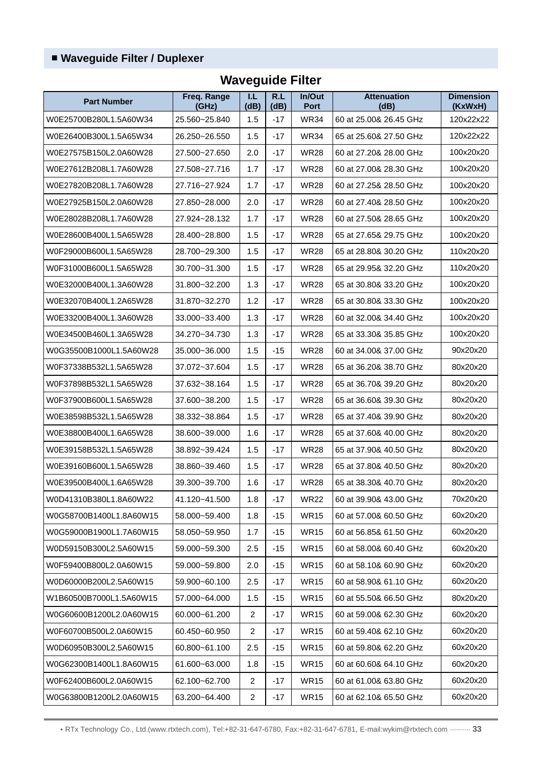## ■ Waveguide Filter / Duplexer

### Waveguide Filter

| Part Number | Freq. Range (GHz) | I.L (dB) | R.L (dB) | In/Out Port | Attenuation (dB) | Dimension (KxWxH) |
|---|---|---|---|---|---|---|
| W0E25700B280L1.5A60W34 | 25.560~25.840 | 1.5 | -17 | WR34 | 60 at 25.00& 26.45 GHz | 120x22x22 |
| W0E26400B300L1.5A65W34 | 26.250~26.550 | 1.5 | -17 | WR34 | 65 at 25.60& 27.50 GHz | 120x22x22 |
| W0E27575B150L2.0A60W28 | 27.500~27.650 | 2.0 | -17 | WR28 | 60 at 27.20& 28.00 GHz | 100x20x20 |
| W0E27612B208L1.7A60W28 | 27.508~27.716 | 1.7 | -17 | WR28 | 60 at 27.00& 28.30 GHz | 100x20x20 |
| W0E27820B208L1.7A60W28 | 27.716~27.924 | 1.7 | -17 | WR28 | 60 at 27.25& 28.50 GHz | 100x20x20 |
| W0E27925B150L2.0A60W28 | 27.850~28.000 | 2.0 | -17 | WR28 | 60 at 27.40& 28.50 GHz | 100x20x20 |
| W0E28028B208L1.7A60W28 | 27.924~28.132 | 1.7 | -17 | WR28 | 60 at 27.50& 28.65 GHz | 100x20x20 |
| W0E28600B400L1.5A65W28 | 28.400~28.800 | 1.5 | -17 | WR28 | 65 at 27.65& 29.75 GHz | 100x20x20 |
| W0F29000B600L1.5A65W28 | 28.700~29.300 | 1.5 | -17 | WR28 | 65 at 28.80& 30.20 GHz | 110x20x20 |
| W0F31000B600L1.5A65W28 | 30.700~31.300 | 1.5 | -17 | WR28 | 65 at 29.95& 32.20 GHz | 110x20x20 |
| W0E32000B400L1.3A60W28 | 31.800~32.200 | 1.3 | -17 | WR28 | 65 at 30.80& 33.20 GHz | 100x20x20 |
| W0E32070B400L1.2A65W28 | 31.870~32.270 | 1.2 | -17 | WR28 | 65 at 30.80& 33.30 GHz | 100x20x20 |
| W0E33200B400L1.3A60W28 | 33.000~33.400 | 1.3 | -17 | WR28 | 60 at 32.00& 34.40 GHz | 100x20x20 |
| W0E34500B460L1.3A65W28 | 34.270~34.730 | 1.3 | -17 | WR28 | 65 at 33.30& 35.85 GHz | 100x20x20 |
| W0G35500B1000L1.5A60W28 | 35.000~36.000 | 1.5 | -15 | WR28 | 60 at 34.00& 37.00 GHz | 90x20x20 |
| W0F37338B532L1.5A65W28 | 37.072~37.604 | 1.5 | -17 | WR28 | 65 at 36.20& 38.70 GHz | 80x20x20 |
| W0F37898B532L1.5A65W28 | 37.632~38.164 | 1.5 | -17 | WR28 | 65 at 36.70& 39.20 GHz | 80x20x20 |
| W0F37900B600L1.5A65W28 | 37.600~38.200 | 1.5 | -17 | WR28 | 65 at 36.60& 39.30 GHz | 80x20x20 |
| W0E38598B532L1.5A65W28 | 38.332~38.864 | 1.5 | -17 | WR28 | 65 at 37.40& 39.90 GHz | 80x20x20 |
| W0E38800B400L1.6A65W28 | 38.600~39.000 | 1.6 | -17 | WR28 | 65 at 37.60& 40.00 GHz | 80x20x20 |
| W0E39158B532L1.5A65W28 | 38.892~39.424 | 1.5 | -17 | WR28 | 65 at 37.90& 40.50 GHz | 80x20x20 |
| W0E39160B600L1.5A65W28 | 38.860~39.460 | 1.5 | -17 | WR28 | 65 at 37.80& 40.50 GHz | 80x20x20 |
| W0E39500B400L1.6A65W28 | 39.300~39.700 | 1.6 | -17 | WR28 | 65 at 38.30& 40.70 GHz | 80x20x20 |
| W0D41310B380L1.8A60W22 | 41.120~41.500 | 1.8 | -17 | WR22 | 60 at 39.90& 43.00 GHz | 70x20x20 |
| W0G58700B1400L1.8A60W15 | 58.000~59.400 | 1.8 | -15 | WR15 | 60 at 57.00& 60.50 GHz | 60x20x20 |
| W0G59000B1900L1.7A60W15 | 58.050~59.950 | 1.7 | -15 | WR15 | 60 at 56.85& 61.50 GHz | 60x20x20 |
| W0D59150B300L2.5A60W15 | 59.000~59.300 | 2.5 | -15 | WR15 | 60 at 58.00& 60.40 GHz | 60x20x20 |
| W0F59400B800L2.0A60W15 | 59.000~59.800 | 2.0 | -15 | WR15 | 60 at 58.10& 60.90 GHz | 60x20x20 |
| W0D60000B200L2.5A60W15 | 59.900~60.100 | 2.5 | -17 | WR15 | 60 at 58.90& 61.10 GHz | 60x20x20 |
| W1B60500B7000L1.5A60W15 | 57.000~64.000 | 1.5 | -15 | WR15 | 60 at 55.50& 66.50 GHz | 80x20x20 |
| W0G60600B1200L2.0A60W15 | 60.000~61.200 | 2 | -17 | WR15 | 60 at 59.00& 62.30 GHz | 60x20x20 |
| W0F60700B500L2.0A60W15 | 60.450~60.950 | 2 | -17 | WR15 | 60 at 59.40& 62.10 GHz | 60x20x20 |
| W0D60950B300L2.5A60W15 | 60.800~61.100 | 2.5 | -15 | WR15 | 60 at 59.80& 62.20 GHz | 60x20x20 |
| W0G62300B1400L1.8A60W15 | 61.600~63.000 | 1.8 | -15 | WR15 | 60 at 60.60& 64.10 GHz | 60x20x20 |
| W0F62400B600L2.0A60W15 | 62.100~62.700 | 2 | -17 | WR15 | 60 at 61.00& 63.80 GHz | 60x20x20 |
| W0G63800B1200L2.0A60W15 | 63.200~64.400 | 2 | -17 | WR15 | 60 at 62.10& 65.50 GHz | 60x20x20 |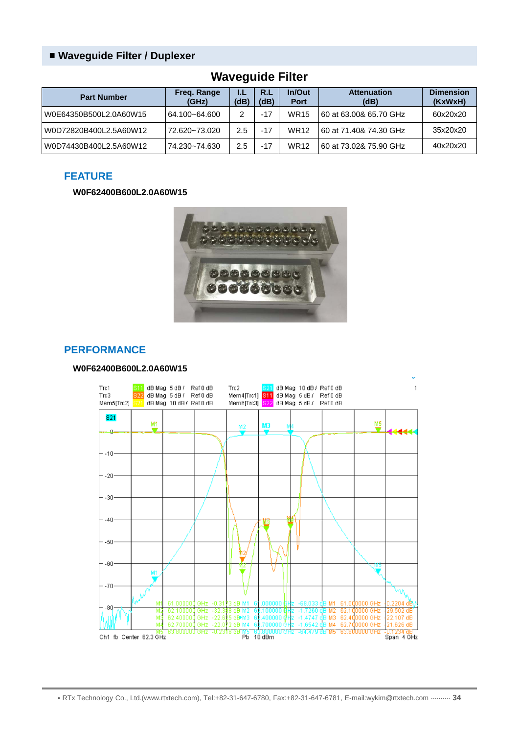## ■ Waveguide Filter / Duplexer

### Waveguide Filter

| Part Number | Freq. Range (GHz) | I.L (dB) | R.L (dB) | In/Out Port | Attenuation (dB) | Dimension (KxWxH) |
|---|---|---|---|---|---|---|
| W0E64350B500L2.0A60W15 | 64.100~64.600 | 2 | -17 | WR15 | 60 at 63.00& 65.70 GHz | 60x20x20 |
| W0D72820B400L2.5A60W12 | 72.620~73.020 | 2.5 | -17 | WR12 | 60 at 71.40& 74.30 GHz | 35x20x20 |
| W0D74430B400L2.5A60W12 | 74.230~74.630 | 2.5 | -17 | WR12 | 60 at 73.02& 75.90 GHz | 40x20x20 |

### FEATURE

**W0F62400B600L2.0A60W15**

### PERFORMANCE

**W0F62400B600L2.0A60W15**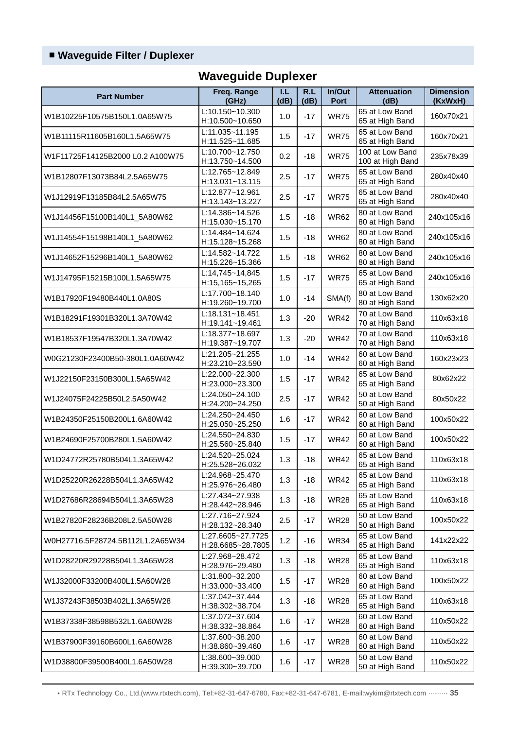## ■ Waveguide Filter / Duplexer

### Waveguide Duplexer

| Part Number | Freq. Range (GHz) | I.L (dB) | R.L (dB) | In/Out Port | Attenuation (dB) | Dimension (KxWxH) |
|---|---|---|---|---|---|---|
| W1B10225F10575B150L1.0A65W75 | L:10.150~10.300<br>H:10.500~10.650 | 1.0 | -17 | WR75 | 65 at Low Band<br>65 at High Band | 160x70x21 |
| W1B11115R11605B160L1.5A65W75 | L:11.035~11.195<br>H:11.525~11.685 | 1.5 | -17 | WR75 | 65 at Low Band<br>65 at High Band | 160x70x21 |
| W1F11725F14125B2000 L0.2 A100W75 | L:10.700~12.750<br>H:13.750~14.500 | 0.2 | -18 | WR75 | 100 at Low Band<br>100 at High Band | 235x78x39 |
| W1B12807F13073B84L2.5A65W75 | L:12.765~12.849<br>H:13.031~13.115 | 2.5 | -17 | WR75 | 65 at Low Band<br>65 at High Band | 280x40x40 |
| W1J12919F13185B84L2.5A65W75 | L:12.877~12.961<br>H:13.143~13.227 | 2.5 | -17 | WR75 | 65 at Low Band<br>65 at High Band | 280x40x40 |
| W1J14456F15100B140L1_5A80W62 | L:14.386~14.526<br>H:15.030~15.170 | 1.5 | -18 | WR62 | 80 at Low Band<br>80 at High Band | 240x105x16 |
| W1J14554F15198B140L1_5A80W62 | L:14.484~14.624<br>H:15.128~15.268 | 1.5 | -18 | WR62 | 80 at Low Band<br>80 at High Band | 240x105x16 |
| W1J14652F15296B140L1_5A80W62 | L:14.582~14.722<br>H:15.226~15.366 | 1.5 | -18 | WR62 | 80 at Low Band<br>80 at High Band | 240x105x16 |
| W1J14795F15215B100L1.5A65W75 | L:14,745~14,845<br>H:15,165~15,265 | 1.5 | -17 | WR75 | 65 at Low Band<br>65 at High Band | 240x105x16 |
| W1B17920F19480B440L1.0A80S | L:17.700~18.140<br>H:19.260~19.700 | 1.0 | -14 | SMA(f) | 80 at Low Band<br>80 at High Band | 130x62x20 |
| W1B18291F19301B320L1.3A70W42 | L:18.131~18.451<br>H:19.141~19.461 | 1.3 | -20 | WR42 | 70 at Low Band<br>70 at High Band | 110x63x18 |
| W1B18537F19547B320L1.3A70W42 | L:18.377~18.697<br>H:19.387~19.707 | 1.3 | -20 | WR42 | 70 at Low Band<br>70 at High Band | 110x63x18 |
| W0G21230F23400B50-380L1.0A60W42 | L:21.205~21.255<br>H:23.210~23.590 | 1.0 | -14 | WR42 | 60 at Low Band<br>60 at High Band | 160x23x23 |
| W1J22150F23150B300L1.5A65W42 | L:22.000~22.300<br>H:23.000~23.300 | 1.5 | -17 | WR42 | 65 at Low Band<br>65 at High Band | 80x62x22 |
| W1J24075F24225B50L2.5A50W42 | L:24.050~24.100<br>H:24.200~24.250 | 2.5 | -17 | WR42 | 50 at Low Band<br>50 at High Band | 80x50x22 |
| W1B24350F25150B200L1.6A60W42 | L:24.250~24.450<br>H:25.050~25.250 | 1.6 | -17 | WR42 | 60 at Low Band<br>60 at High Band | 100x50x22 |
| W1B24690F25700B280L1.5A60W42 | L:24.550~24.830<br>H:25.560~25.840 | 1.5 | -17 | WR42 | 60 at Low Band<br>60 at High Band | 100x50x22 |
| W1D24772R25780B504L1.3A65W42 | L:24.520~25.024<br>H:25.528~26.032 | 1.3 | -18 | WR42 | 65 at Low Band<br>65 at High Band | 110x63x18 |
| W1D25220R26228B504L1.3A65W42 | L:24.968~25.470<br>H:25.976~26.480 | 1.3 | -18 | WR42 | 65 at Low Band<br>65 at High Band | 110x63x18 |
| W1D27686R28694B504L1.3A65W28 | L:27.434~27.938<br>H:28.442~28.946 | 1.3 | -18 | WR28 | 65 at Low Band<br>65 at High Band | 110x63x18 |
| W1B27820F28236B208L2.5A50W28 | L:27.716~27.924<br>H:28.132~28.340 | 2.5 | -17 | WR28 | 50 at Low Band<br>50 at High Band | 100x50x22 |
| W0H27716.5F28724.5B112L1.2A65W34 | L:27.6605~27.7725<br>H:28.6685~28.7805 | 1.2 | -16 | WR34 | 65 at Low Band<br>65 at High Band | 141x22x22 |
| W1D28220R29228B504L1.3A65W28 | L:27.968~28.472<br>H:28.976~29.480 | 1.3 | -18 | WR28 | 65 at Low Band<br>65 at High Band | 110x63x18 |
| W1J32000F33200B400L1.5A60W28 | L:31.800~32.200<br>H:33.000~33.400 | 1.5 | -17 | WR28 | 60 at Low Band<br>60 at High Band | 100x50x22 |
| W1J37243F38503B402L1.3A65W28 | L:37.042~37.444<br>H:38.302~38.704 | 1.3 | -18 | WR28 | 65 at Low Band<br>65 at High Band | 110x63x18 |
| W1B37338F38598B532L1.6A60W28 | L:37.072~37.604<br>H:38.332~38.864 | 1.6 | -17 | WR28 | 60 at Low Band<br>60 at High Band | 110x50x22 |
| W1B37900F39160B600L1.6A60W28 | L:37.600~38.200<br>H:38.860~39.460 | 1.6 | -17 | WR28 | 60 at Low Band<br>60 at High Band | 110x50x22 |
| W1D38800F39500B400L1.6A50W28 | L:38.600~39.000<br>H:39.300~39.700 | 1.6 | -17 | WR28 | 50 at Low Band<br>50 at High Band | 110x50x22 |

• RTx Technology Co., Ltd.(www.rtxtech.com), Tel:+82-31-647-6780, Fax:+82-31-647-6781, E-mail:wykim@rtxtech.com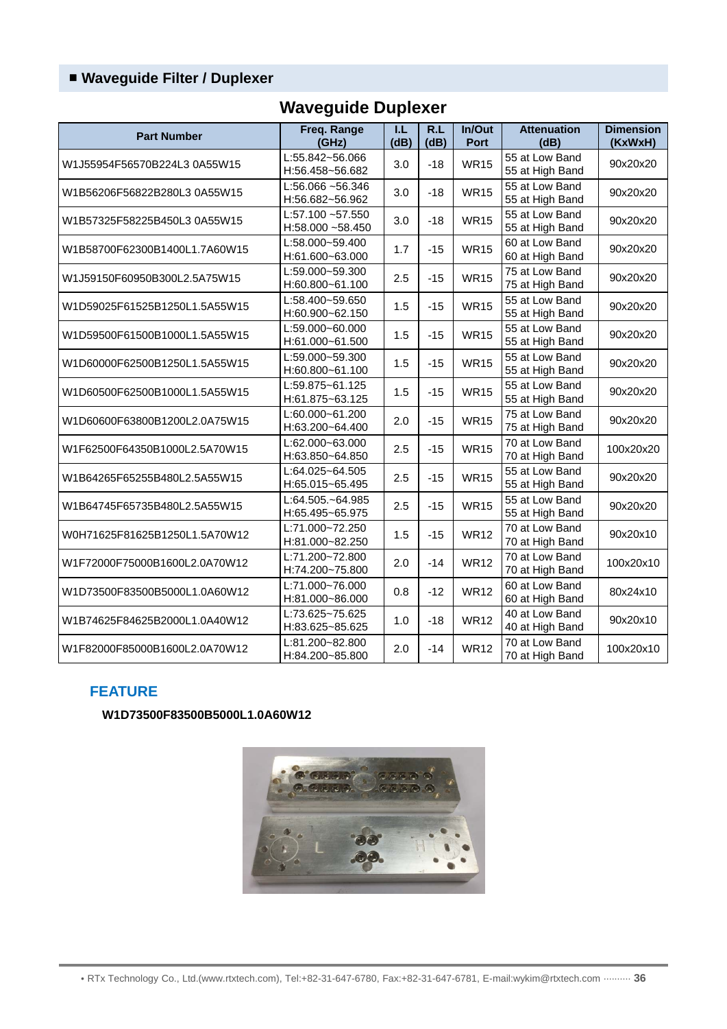## ■ Waveguide Filter / Duplexer

### Waveguide Duplexer

| Part Number | Freq. Range (GHz) | I.L (dB) | R.L (dB) | In/Out Port | Attenuation (dB) | Dimension (KxWxH) |
|---|---|---|---|---|---|---|
| W1J55954F56570B224L3 0A55W15 | L:55.842~56.066<br>H:56.458~56.682 | 3.0 | -18 | WR15 | 55 at Low Band<br>55 at High Band | 90x20x20 |
| W1B56206F56822B280L3 0A55W15 | L:56.066 ~56.346<br>H:56.682~56.962 | 3.0 | -18 | WR15 | 55 at Low Band<br>55 at High Band | 90x20x20 |
| W1B57325F58225B450L3 0A55W15 | L:57.100 ~57.550<br>H:58.000 ~58.450 | 3.0 | -18 | WR15 | 55 at Low Band<br>55 at High Band | 90x20x20 |
| W1B58700F62300B1400L1.7A60W15 | L:58.000~59.400<br>H:61.600~63.000 | 1.7 | -15 | WR15 | 60 at Low Band<br>60 at High Band | 90x20x20 |
| W1J59150F60950B300L2.5A75W15 | L:59.000~59.300<br>H:60.800~61.100 | 2.5 | -15 | WR15 | 75 at Low Band<br>75 at High Band | 90x20x20 |
| W1D59025F61525B1250L1.5A55W15 | L:58.400~59.650<br>H:60.900~62.150 | 1.5 | -15 | WR15 | 55 at Low Band<br>55 at High Band | 90x20x20 |
| W1D59500F61500B1000L1.5A55W15 | L:59.000~60.000<br>H:61.000~61.500 | 1.5 | -15 | WR15 | 55 at Low Band<br>55 at High Band | 90x20x20 |
| W1D60000F62500B1250L1.5A55W15 | L:59.000~59.300<br>H:60.800~61.100 | 1.5 | -15 | WR15 | 55 at Low Band<br>55 at High Band | 90x20x20 |
| W1D60500F62500B1000L1.5A55W15 | L:59.875~61.125<br>H:61.875~63.125 | 1.5 | -15 | WR15 | 55 at Low Band<br>55 at High Band | 90x20x20 |
| W1D60600F63800B1200L2.0A75W15 | L:60.000~61.200<br>H:63.200~64.400 | 2.0 | -15 | WR15 | 75 at Low Band<br>75 at High Band | 90x20x20 |
| W1F62500F64350B1000L2.5A70W15 | L:62.000~63.000<br>H:63.850~64.850 | 2.5 | -15 | WR15 | 70 at Low Band<br>70 at High Band | 100x20x20 |
| W1B64265F65255B480L2.5A55W15 | L:64.025~64.505<br>H:65.015~65.495 | 2.5 | -15 | WR15 | 55 at Low Band<br>55 at High Band | 90x20x20 |
| W1B64745F65735B480L2.5A55W15 | L:64.505.~64.985<br>H:65.495~65.975 | 2.5 | -15 | WR15 | 55 at Low Band<br>55 at High Band | 90x20x20 |
| W0H71625F81625B1250L1.5A70W12 | L:71.000~72.250<br>H:81.000~82.250 | 1.5 | -15 | WR12 | 70 at Low Band<br>70 at High Band | 90x20x10 |
| W1F72000F75000B1600L2.0A70W12 | L:71.200~72.800<br>H:74.200~75.800 | 2.0 | -14 | WR12 | 70 at Low Band<br>70 at High Band | 100x20x10 |
| W1D73500F83500B5000L1.0A60W12 | L:71.000~76.000<br>H:81.000~86.000 | 0.8 | -12 | WR12 | 60 at Low Band<br>60 at High Band | 80x24x10 |
| W1B74625F84625B2000L1.0A40W12 | L:73.625~75.625<br>H:83.625~85.625 | 1.0 | -18 | WR12 | 40 at Low Band<br>40 at High Band | 90x20x10 |
| W1F82000F85000B1600L2.0A70W12 | L:81.200~82.800<br>H:84.200~85.800 | 2.0 | -14 | WR12 | 70 at Low Band<br>70 at High Band | 100x20x10 |

### FEATURE

**W1D73500F83500B5000L1.0A60W12**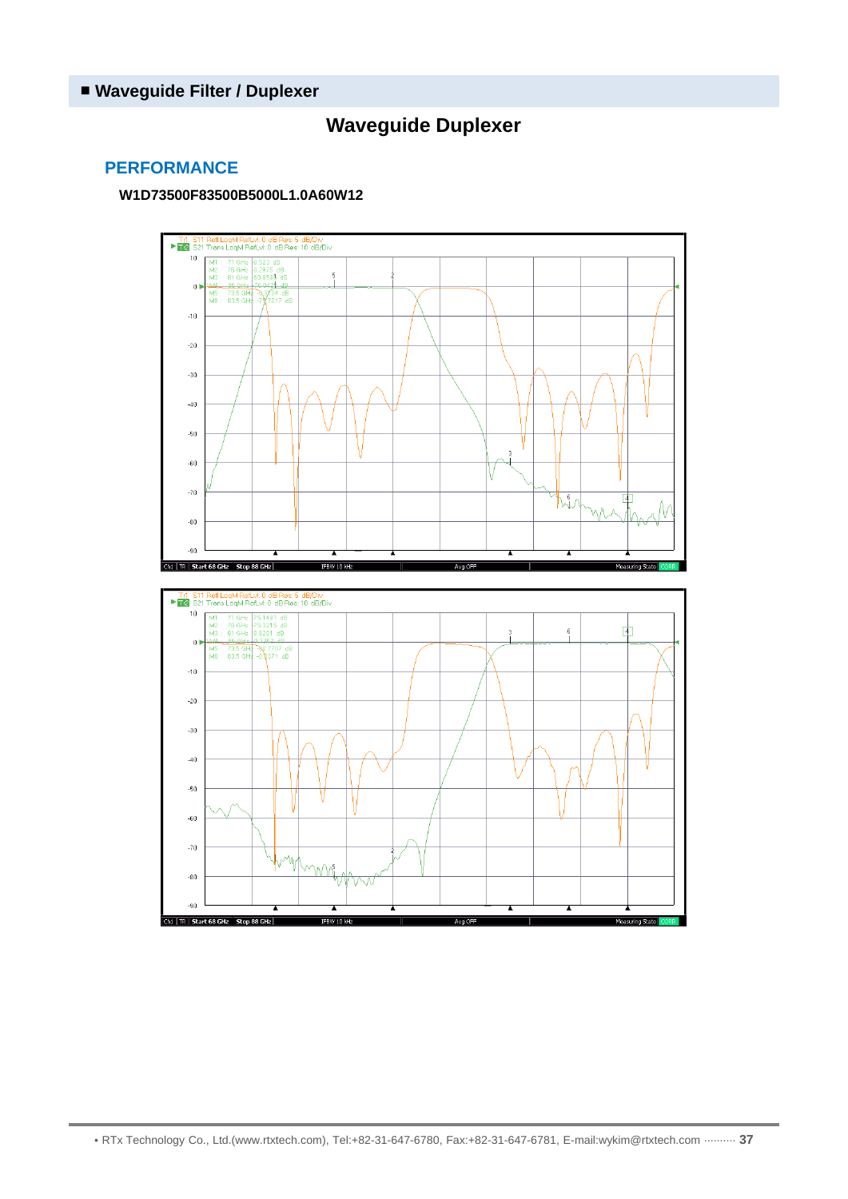## ■ Waveguide Filter / Duplexer

# Waveguide Duplexer

### PERFORMANCE

**W1D73500F83500B5000L1.0A60W12**

Tr1 S11 Refl LogM RefLvl 0 dB Res 5 dB/Div
Tr2 S21 Trans LogM RefLvl 0 dB Res 10 dB/Div

M1 : 71 GHz -0.523 dB
M2 : 76 GHz -0.2875 dB
M3 : 81 GHz -60.9585 dB
M4 : 86 GHz -75.0421 dB
M5 : 73.5 GHz -0.3784 dB
M6 : 83.5 GHz -77.7017 dB

10
0
-10
-20
-30
-40
-50
-60
-70
-80
-90

Ch1 TR Start 68 GHz Stop 88 GHz IFBW 10 kHz Avg OFF Measuring State CORR

Tr1 S11 Refl LogM RefLvl 0 dB Res 5 dB/Div
Tr2 S21 Trans LogM RefLvl 0 dB Res 10 dB/Div

M1 : 71 GHz -75.1491 dB
M2 : 76 GHz -75.3215 dB
M3 : 81 GHz -0.8201 dB
M4 : 86 GHz -0.7362 dB
M5 : 73.5 GHz -80.7207 dB
M6 : 83.5 GHz -0.7071 dB

10
0
-10
-20
-30
-40
-50
-60
-70
-80
-90

Ch1 TR Start 68 GHz Stop 88 GHz IFBW 10 kHz Avg OFF Measuring State CORR

• RTx Technology Co., Ltd.(www.rtxtech.com), Tel:+82-31-647-6780, Fax:+82-31-647-6781, E-mail:wykim@rtxtech.com